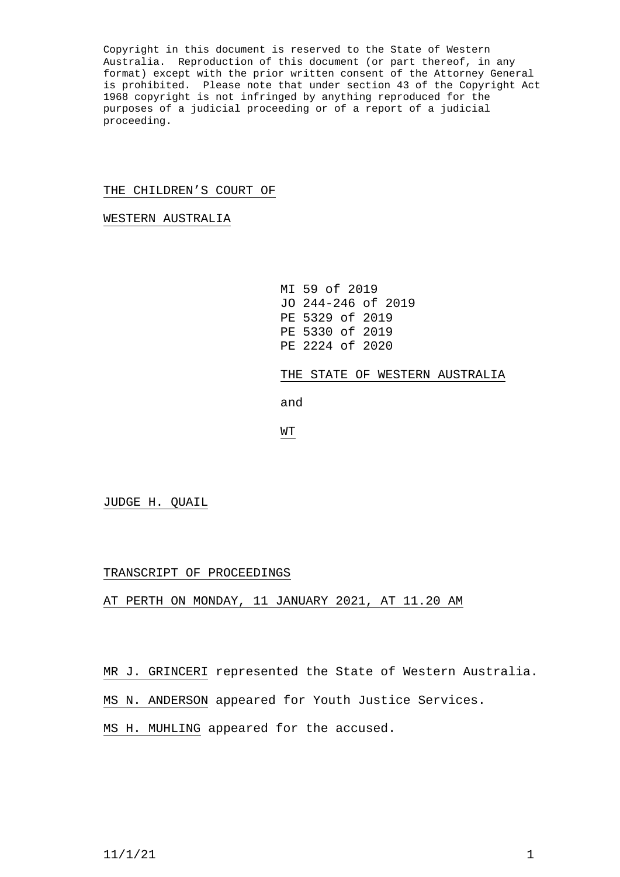Copyright in this document is reserved to the State of Western Australia. Reproduction of this document (or part thereof, in any format) except with the prior written consent of the Attorney General is prohibited. Please note that under section 43 of the Copyright Act 1968 copyright is not infringed by anything reproduced for the purposes of a judicial proceeding or of a report of a judicial proceeding.

THE CHILDREN'S COURT OF

WESTERN AUSTRALIA

MI 59 of 2019
JO 244-246 of 2019
PE 5329 of 2019
PE 5330 of 2019
PE 2224 of 2020

THE STATE OF WESTERN AUSTRALIA

and

WT

JUDGE H. QUAIL

TRANSCRIPT OF PROCEEDINGS

AT PERTH ON MONDAY, 11 JANUARY 2021, AT 11.20 AM

MR J. GRINCERI represented the State of Western Australia.

MS N. ANDERSON appeared for Youth Justice Services.

MS H. MUHLING appeared for the accused.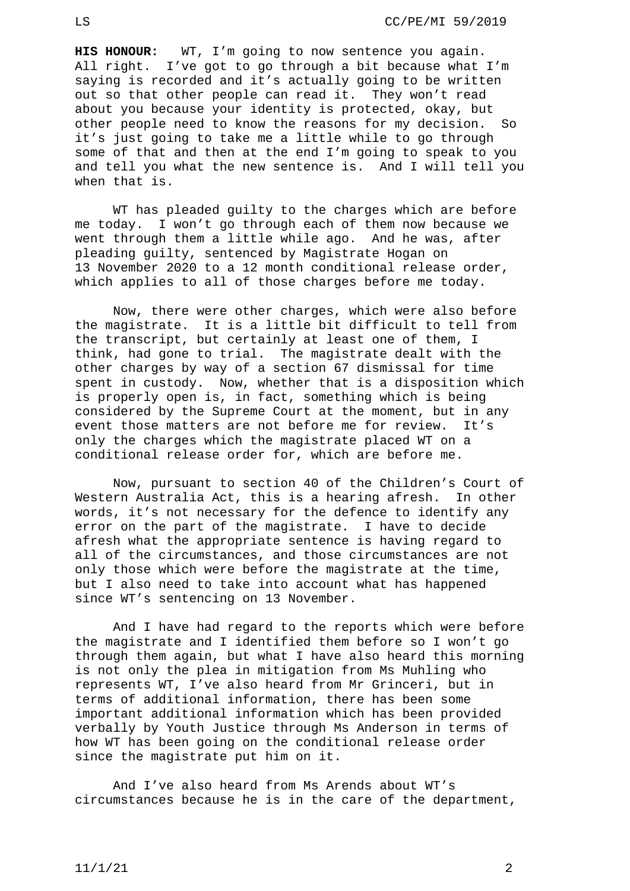**HIS HONOUR:** WT, I'm going to now sentence you again. All right. I've got to go through a bit because what I'm saying is recorded and it's actually going to be written out so that other people can read it. They won't read about you because your identity is protected, okay, but other people need to know the reasons for my decision. So it's just going to take me a little while to go through some of that and then at the end I'm going to speak to you and tell you what the new sentence is. And I will tell you when that is.

WT has pleaded guilty to the charges which are before me today. I won't go through each of them now because we went through them a little while ago. And he was, after pleading guilty, sentenced by Magistrate Hogan on 13 November 2020 to a 12 month conditional release order, which applies to all of those charges before me today.

Now, there were other charges, which were also before the magistrate. It is a little bit difficult to tell from the transcript, but certainly at least one of them, I think, had gone to trial. The magistrate dealt with the other charges by way of a section 67 dismissal for time spent in custody. Now, whether that is a disposition which is properly open is, in fact, something which is being considered by the Supreme Court at the moment, but in any event those matters are not before me for review. It's only the charges which the magistrate placed WT on a conditional release order for, which are before me.

Now, pursuant to section 40 of the Children's Court of Western Australia Act, this is a hearing afresh. In other words, it's not necessary for the defence to identify any error on the part of the magistrate. I have to decide afresh what the appropriate sentence is having regard to all of the circumstances, and those circumstances are not only those which were before the magistrate at the time, but I also need to take into account what has happened since WT's sentencing on 13 November.

And I have had regard to the reports which were before the magistrate and I identified them before so I won't go through them again, but what I have also heard this morning is not only the plea in mitigation from Ms Muhling who represents WT, I've also heard from Mr Grinceri, but in terms of additional information, there has been some important additional information which has been provided verbally by Youth Justice through Ms Anderson in terms of how WT has been going on the conditional release order since the magistrate put him on it.

And I've also heard from Ms Arends about WT's circumstances because he is in the care of the department,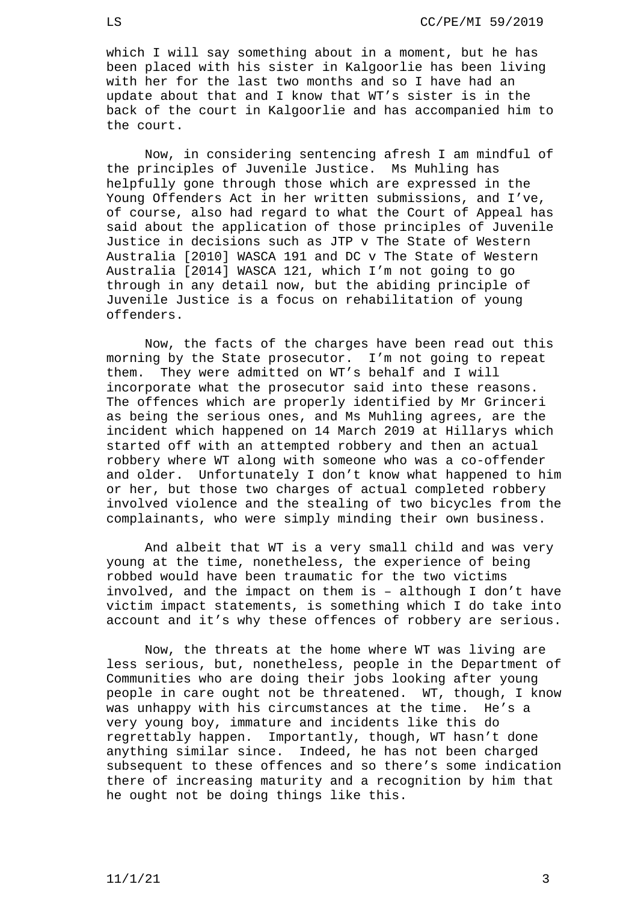which I will say something about in a moment, but he has been placed with his sister in Kalgoorlie has been living with her for the last two months and so I have had an update about that and I know that WT's sister is in the back of the court in Kalgoorlie and has accompanied him to the court.

Now, in considering sentencing afresh I am mindful of the principles of Juvenile Justice. Ms Muhling has helpfully gone through those which are expressed in the Young Offenders Act in her written submissions, and I've, of course, also had regard to what the Court of Appeal has said about the application of those principles of Juvenile Justice in decisions such as JTP v The State of Western Australia [2010] WASCA 191 and DC v The State of Western Australia [2014] WASCA 121, which I'm not going to go through in any detail now, but the abiding principle of Juvenile Justice is a focus on rehabilitation of young offenders.

Now, the facts of the charges have been read out this morning by the State prosecutor. I'm not going to repeat them. They were admitted on WT's behalf and I will incorporate what the prosecutor said into these reasons. The offences which are properly identified by Mr Grinceri as being the serious ones, and Ms Muhling agrees, are the incident which happened on 14 March 2019 at Hillarys which started off with an attempted robbery and then an actual robbery where WT along with someone who was a co-offender and older. Unfortunately I don't know what happened to him or her, but those two charges of actual completed robbery involved violence and the stealing of two bicycles from the complainants, who were simply minding their own business.

And albeit that WT is a very small child and was very young at the time, nonetheless, the experience of being robbed would have been traumatic for the two victims involved, and the impact on them is – although I don't have victim impact statements, is something which I do take into account and it's why these offences of robbery are serious.

Now, the threats at the home where WT was living are less serious, but, nonetheless, people in the Department of Communities who are doing their jobs looking after young people in care ought not be threatened. WT, though, I know was unhappy with his circumstances at the time. He's a very young boy, immature and incidents like this do regrettably happen. Importantly, though, WT hasn't done anything similar since. Indeed, he has not been charged subsequent to these offences and so there's some indication there of increasing maturity and a recognition by him that he ought not be doing things like this.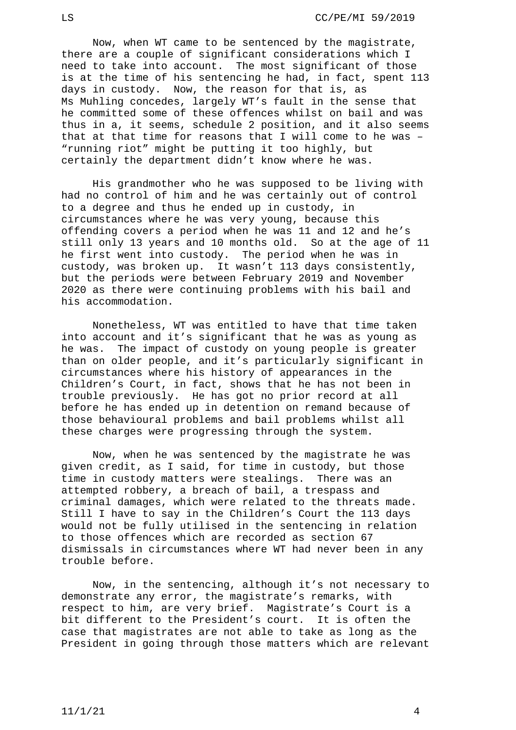Now, when WT came to be sentenced by the magistrate, there are a couple of significant considerations which I need to take into account. The most significant of those is at the time of his sentencing he had, in fact, spent 113 days in custody. Now, the reason for that is, as Ms Muhling concedes, largely WT's fault in the sense that he committed some of these offences whilst on bail and was thus in a, it seems, schedule 2 position, and it also seems that at that time for reasons that I will come to he was – "running riot" might be putting it too highly, but certainly the department didn't know where he was.

His grandmother who he was supposed to be living with had no control of him and he was certainly out of control to a degree and thus he ended up in custody, in circumstances where he was very young, because this offending covers a period when he was 11 and 12 and he's still only 13 years and 10 months old. So at the age of 11 he first went into custody. The period when he was in custody, was broken up. It wasn't 113 days consistently, but the periods were between February 2019 and November 2020 as there were continuing problems with his bail and his accommodation.

Nonetheless, WT was entitled to have that time taken into account and it's significant that he was as young as he was. The impact of custody on young people is greater than on older people, and it's particularly significant in circumstances where his history of appearances in the Children's Court, in fact, shows that he has not been in trouble previously. He has got no prior record at all before he has ended up in detention on remand because of those behavioural problems and bail problems whilst all these charges were progressing through the system.

Now, when he was sentenced by the magistrate he was given credit, as I said, for time in custody, but those time in custody matters were stealings. There was an attempted robbery, a breach of bail, a trespass and criminal damages, which were related to the threats made. Still I have to say in the Children's Court the 113 days would not be fully utilised in the sentencing in relation to those offences which are recorded as section 67 dismissals in circumstances where WT had never been in any trouble before.

Now, in the sentencing, although it's not necessary to demonstrate any error, the magistrate's remarks, with respect to him, are very brief. Magistrate's Court is a bit different to the President's court. It is often the case that magistrates are not able to take as long as the President in going through those matters which are relevant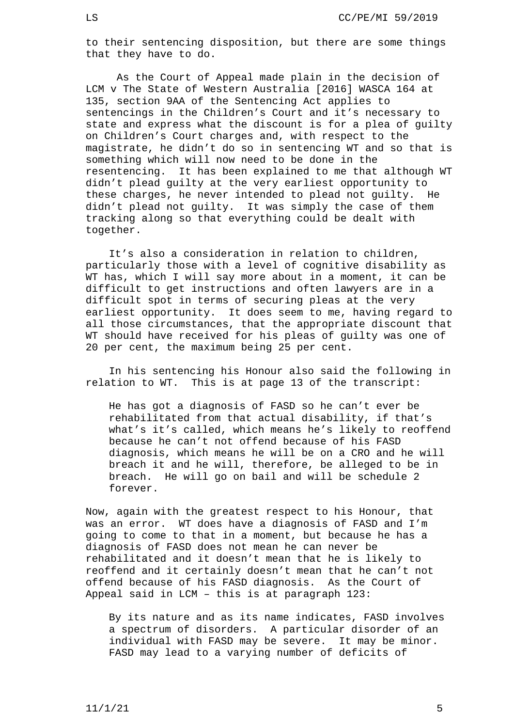to their sentencing disposition, but there are some things that they have to do.

As the Court of Appeal made plain in the decision of LCM v The State of Western Australia [2016] WASCA 164 at 135, section 9AA of the Sentencing Act applies to sentencings in the Children's Court and it's necessary to state and express what the discount is for a plea of guilty on Children's Court charges and, with respect to the magistrate, he didn't do so in sentencing WT and so that is something which will now need to be done in the resentencing. It has been explained to me that although WT didn't plead guilty at the very earliest opportunity to these charges, he never intended to plead not guilty. He didn't plead not guilty. It was simply the case of them tracking along so that everything could be dealt with together.

It's also a consideration in relation to children, particularly those with a level of cognitive disability as WT has, which I will say more about in a moment, it can be difficult to get instructions and often lawyers are in a difficult spot in terms of securing pleas at the very earliest opportunity. It does seem to me, having regard to all those circumstances, that the appropriate discount that WT should have received for his pleas of guilty was one of 20 per cent, the maximum being 25 per cent.

In his sentencing his Honour also said the following in relation to WT. This is at page 13 of the transcript:

> He has got a diagnosis of FASD so he can't ever be rehabilitated from that actual disability, if that's what's it's called, which means he's likely to reoffend because he can't not offend because of his FASD diagnosis, which means he will be on a CRO and he will breach it and he will, therefore, be alleged to be in breach. He will go on bail and will be schedule 2 forever.

Now, again with the greatest respect to his Honour, that was an error. WT does have a diagnosis of FASD and I'm going to come to that in a moment, but because he has a diagnosis of FASD does not mean he can never be rehabilitated and it doesn't mean that he is likely to reoffend and it certainly doesn't mean that he can't not offend because of his FASD diagnosis. As the Court of Appeal said in LCM – this is at paragraph 123:

> By its nature and as its name indicates, FASD involves a spectrum of disorders. A particular disorder of an individual with FASD may be severe. It may be minor. FASD may lead to a varying number of deficits of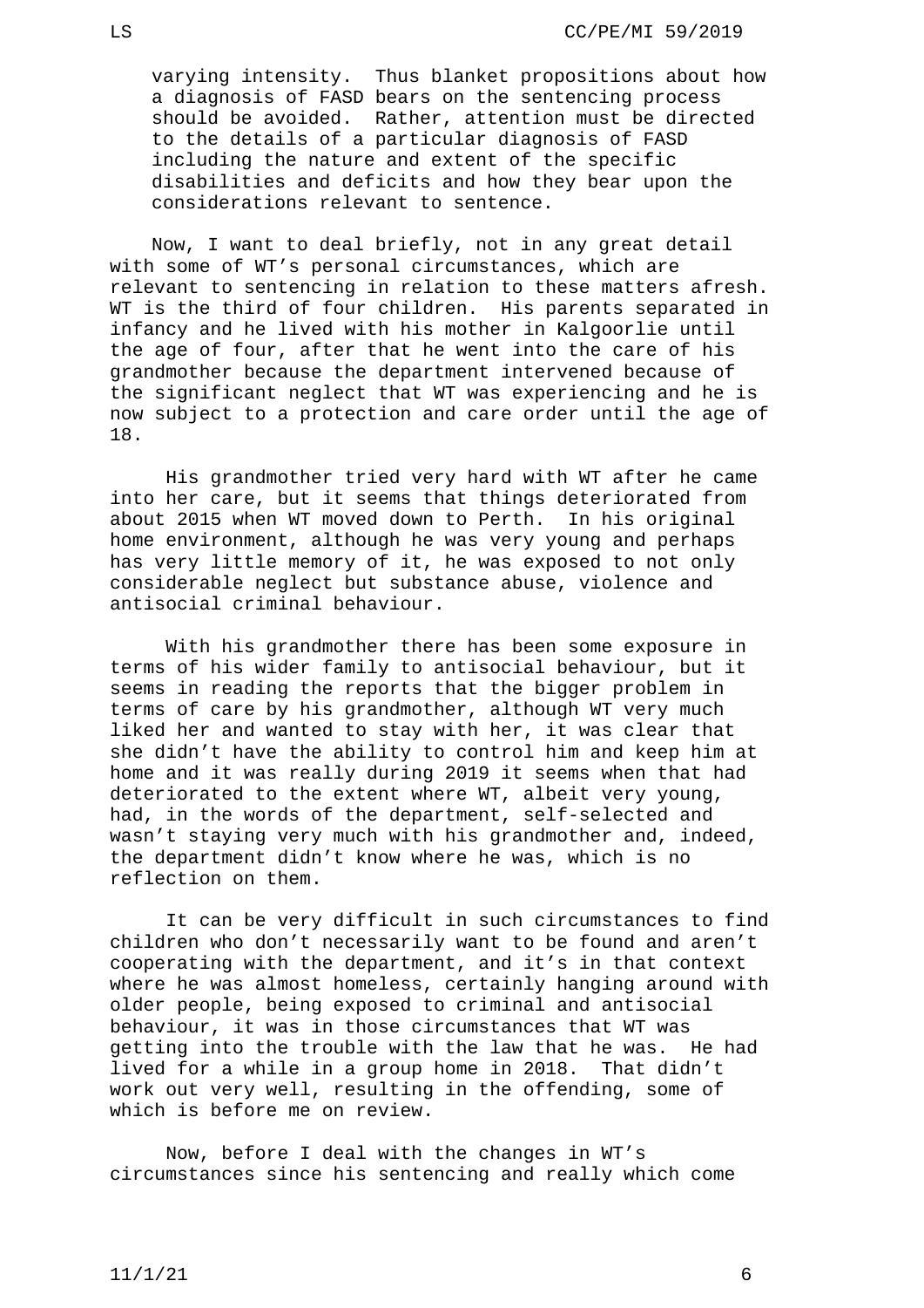varying intensity. Thus blanket propositions about how a diagnosis of FASD bears on the sentencing process should be avoided. Rather, attention must be directed to the details of a particular diagnosis of FASD including the nature and extent of the specific disabilities and deficits and how they bear upon the considerations relevant to sentence.

Now, I want to deal briefly, not in any great detail with some of WT's personal circumstances, which are relevant to sentencing in relation to these matters afresh. WT is the third of four children. His parents separated in infancy and he lived with his mother in Kalgoorlie until the age of four, after that he went into the care of his grandmother because the department intervened because of the significant neglect that WT was experiencing and he is now subject to a protection and care order until the age of 18.

His grandmother tried very hard with WT after he came into her care, but it seems that things deteriorated from about 2015 when WT moved down to Perth. In his original home environment, although he was very young and perhaps has very little memory of it, he was exposed to not only considerable neglect but substance abuse, violence and antisocial criminal behaviour.

With his grandmother there has been some exposure in terms of his wider family to antisocial behaviour, but it seems in reading the reports that the bigger problem in terms of care by his grandmother, although WT very much liked her and wanted to stay with her, it was clear that she didn't have the ability to control him and keep him at home and it was really during 2019 it seems when that had deteriorated to the extent where WT, albeit very young, had, in the words of the department, self-selected and wasn't staying very much with his grandmother and, indeed, the department didn't know where he was, which is no reflection on them.

It can be very difficult in such circumstances to find children who don't necessarily want to be found and aren't cooperating with the department, and it's in that context where he was almost homeless, certainly hanging around with older people, being exposed to criminal and antisocial behaviour, it was in those circumstances that WT was getting into the trouble with the law that he was. He had lived for a while in a group home in 2018. That didn't work out very well, resulting in the offending, some of which is before me on review.

Now, before I deal with the changes in WT's circumstances since his sentencing and really which come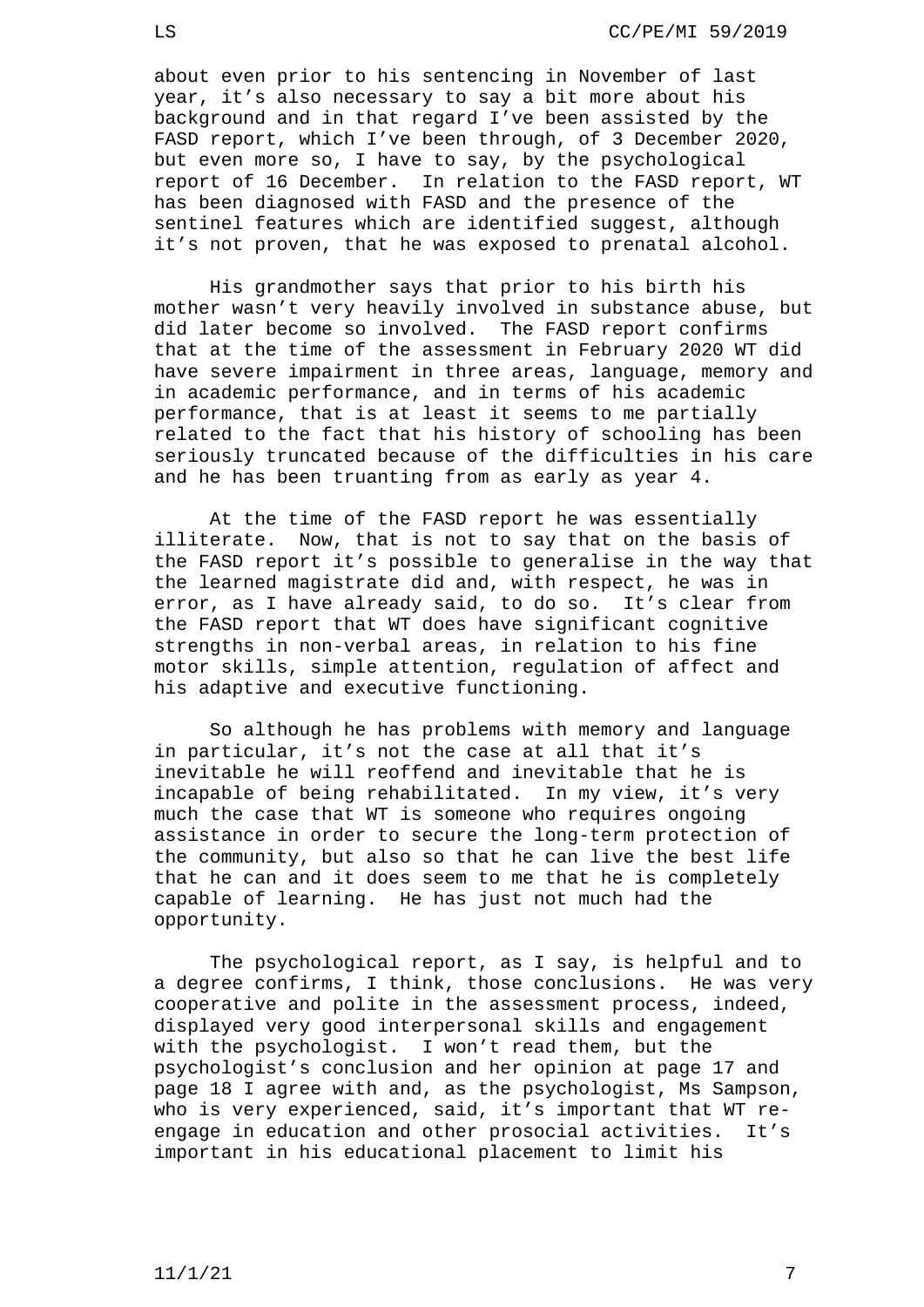about even prior to his sentencing in November of last year, it's also necessary to say a bit more about his background and in that regard I've been assisted by the FASD report, which I've been through, of 3 December 2020, but even more so, I have to say, by the psychological report of 16 December. In relation to the FASD report, WT has been diagnosed with FASD and the presence of the sentinel features which are identified suggest, although it's not proven, that he was exposed to prenatal alcohol.

His grandmother says that prior to his birth his mother wasn't very heavily involved in substance abuse, but did later become so involved. The FASD report confirms that at the time of the assessment in February 2020 WT did have severe impairment in three areas, language, memory and in academic performance, and in terms of his academic performance, that is at least it seems to me partially related to the fact that his history of schooling has been seriously truncated because of the difficulties in his care and he has been truanting from as early as year 4.

At the time of the FASD report he was essentially illiterate. Now, that is not to say that on the basis of the FASD report it's possible to generalise in the way that the learned magistrate did and, with respect, he was in error, as I have already said, to do so. It's clear from the FASD report that WT does have significant cognitive strengths in non-verbal areas, in relation to his fine motor skills, simple attention, regulation of affect and his adaptive and executive functioning.

So although he has problems with memory and language in particular, it's not the case at all that it's inevitable he will reoffend and inevitable that he is incapable of being rehabilitated. In my view, it's very much the case that WT is someone who requires ongoing assistance in order to secure the long-term protection of the community, but also so that he can live the best life that he can and it does seem to me that he is completely capable of learning. He has just not much had the opportunity.

The psychological report, as I say, is helpful and to a degree confirms, I think, those conclusions. He was very cooperative and polite in the assessment process, indeed, displayed very good interpersonal skills and engagement with the psychologist. I won't read them, but the psychologist's conclusion and her opinion at page 17 and page 18 I agree with and, as the psychologist, Ms Sampson, who is very experienced, said, it's important that WT re-engage in education and other prosocial activities. It's important in his educational placement to limit his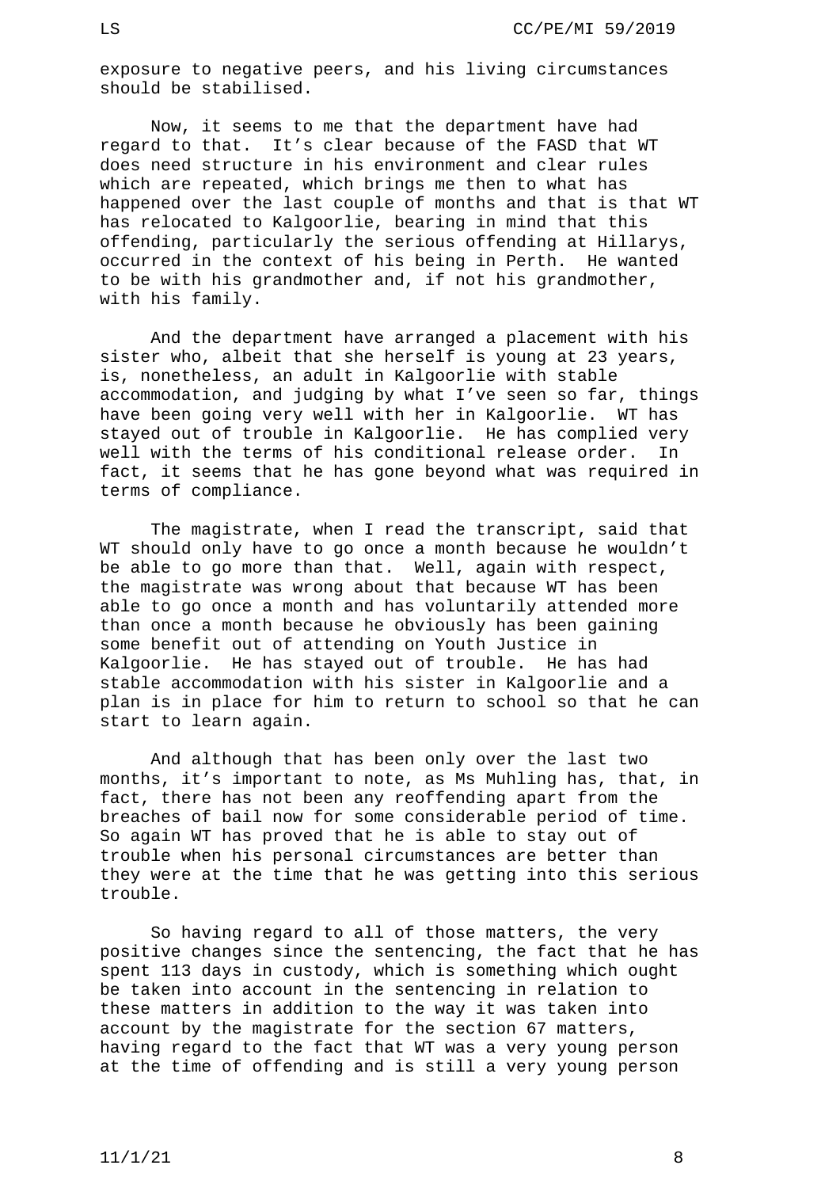exposure to negative peers, and his living circumstances should be stabilised.

Now, it seems to me that the department have had regard to that. It's clear because of the FASD that WT does need structure in his environment and clear rules which are repeated, which brings me then to what has happened over the last couple of months and that is that WT has relocated to Kalgoorlie, bearing in mind that this offending, particularly the serious offending at Hillarys, occurred in the context of his being in Perth. He wanted to be with his grandmother and, if not his grandmother, with his family.

And the department have arranged a placement with his sister who, albeit that she herself is young at 23 years, is, nonetheless, an adult in Kalgoorlie with stable accommodation, and judging by what I've seen so far, things have been going very well with her in Kalgoorlie. WT has stayed out of trouble in Kalgoorlie. He has complied very well with the terms of his conditional release order. In fact, it seems that he has gone beyond what was required in terms of compliance.

The magistrate, when I read the transcript, said that WT should only have to go once a month because he wouldn't be able to go more than that. Well, again with respect, the magistrate was wrong about that because WT has been able to go once a month and has voluntarily attended more than once a month because he obviously has been gaining some benefit out of attending on Youth Justice in Kalgoorlie. He has stayed out of trouble. He has had stable accommodation with his sister in Kalgoorlie and a plan is in place for him to return to school so that he can start to learn again.

And although that has been only over the last two months, it's important to note, as Ms Muhling has, that, in fact, there has not been any reoffending apart from the breaches of bail now for some considerable period of time. So again WT has proved that he is able to stay out of trouble when his personal circumstances are better than they were at the time that he was getting into this serious trouble.

So having regard to all of those matters, the very positive changes since the sentencing, the fact that he has spent 113 days in custody, which is something which ought be taken into account in the sentencing in relation to these matters in addition to the way it was taken into account by the magistrate for the section 67 matters, having regard to the fact that WT was a very young person at the time of offending and is still a very young person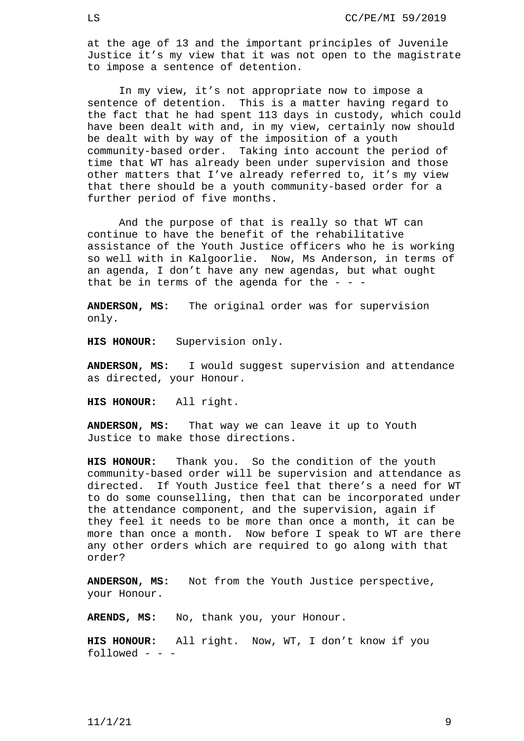at the age of 13 and the important principles of Juvenile Justice it’s my view that it was not open to the magistrate to impose a sentence of detention.

In my view, it’s not appropriate now to impose a sentence of detention. This is a matter having regard to the fact that he had spent 113 days in custody, which could have been dealt with and, in my view, certainly now should be dealt with by way of the imposition of a youth community-based order. Taking into account the period of time that WT has already been under supervision and those other matters that I’ve already referred to, it’s my view that there should be a youth community-based order for a further period of five months.

And the purpose of that is really so that WT can continue to have the benefit of the rehabilitative assistance of the Youth Justice officers who he is working so well with in Kalgoorlie. Now, Ms Anderson, in terms of an agenda, I don’t have any new agendas, but what ought that be in terms of the agenda for the - - -

**ANDERSON, MS:** The original order was for supervision only.

**HIS HONOUR:** Supervision only.

**ANDERSON, MS:** I would suggest supervision and attendance as directed, your Honour.

**HIS HONOUR:** All right.

**ANDERSON, MS:** That way we can leave it up to Youth Justice to make those directions.

**HIS HONOUR:** Thank you. So the condition of the youth community-based order will be supervision and attendance as directed. If Youth Justice feel that there’s a need for WT to do some counselling, then that can be incorporated under the attendance component, and the supervision, again if they feel it needs to be more than once a month, it can be more than once a month. Now before I speak to WT are there any other orders which are required to go along with that order?

**ANDERSON, MS:** Not from the Youth Justice perspective, your Honour.

**ARENDS, MS:** No, thank you, your Honour.

**HIS HONOUR:** All right. Now, WT, I don’t know if you followed - - -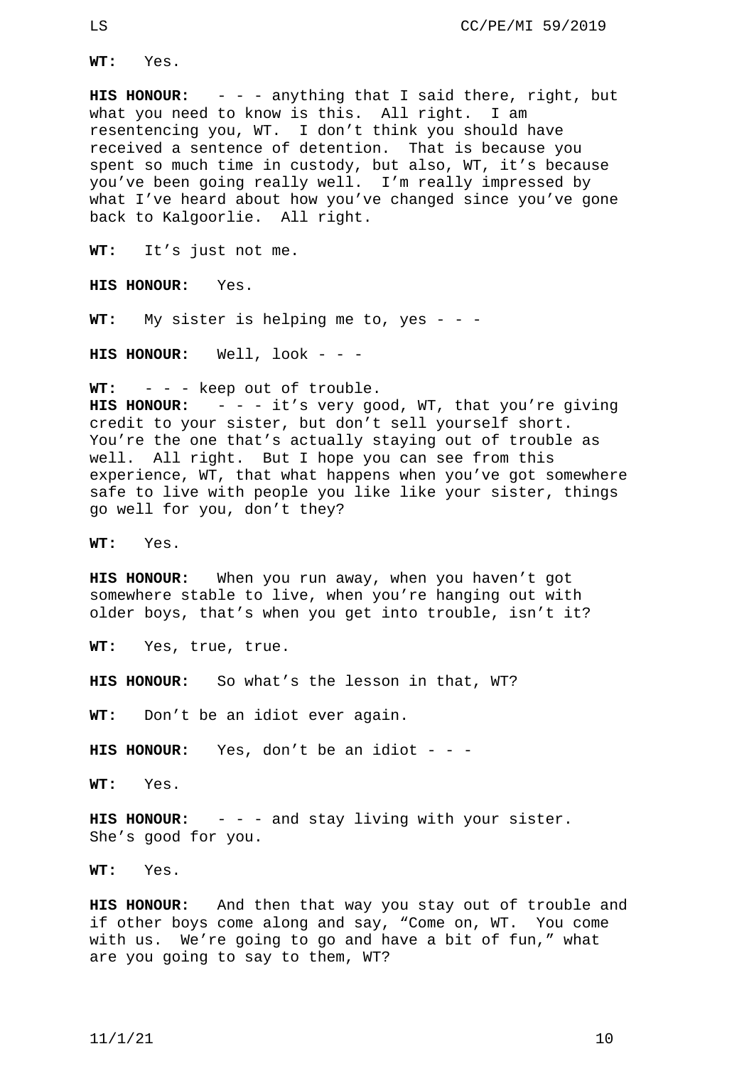**WT:** Yes.

**HIS HONOUR:** - - - anything that I said there, right, but what you need to know is this. All right. I am resentencing you, WT. I don't think you should have received a sentence of detention. That is because you spent so much time in custody, but also, WT, it's because you've been going really well. I'm really impressed by what I've heard about how you've changed since you've gone back to Kalgoorlie. All right.

**WT:** It's just not me.

**HIS HONOUR:** Yes.

**WT:** My sister is helping me to, yes - - -

**HIS HONOUR:** Well, look - - -

**WT:** - - - keep out of trouble.

**HIS HONOUR:** - - - it's very good, WT, that you're giving credit to your sister, but don't sell yourself short. You're the one that's actually staying out of trouble as well. All right. But I hope you can see from this experience, WT, that what happens when you've got somewhere safe to live with people you like like your sister, things go well for you, don't they?

**WT:** Yes.

**HIS HONOUR:** When you run away, when you haven't got somewhere stable to live, when you're hanging out with older boys, that's when you get into trouble, isn't it?

**WT:** Yes, true, true.

**HIS HONOUR:** So what's the lesson in that, WT?

**WT:** Don't be an idiot ever again.

**HIS HONOUR:** Yes, don't be an idiot - - -

**WT:** Yes.

**HIS HONOUR:** - - - and stay living with your sister. She's good for you.

**WT:** Yes.

**HIS HONOUR:** And then that way you stay out of trouble and if other boys come along and say, "Come on, WT. You come with us. We're going to go and have a bit of fun," what are you going to say to them, WT?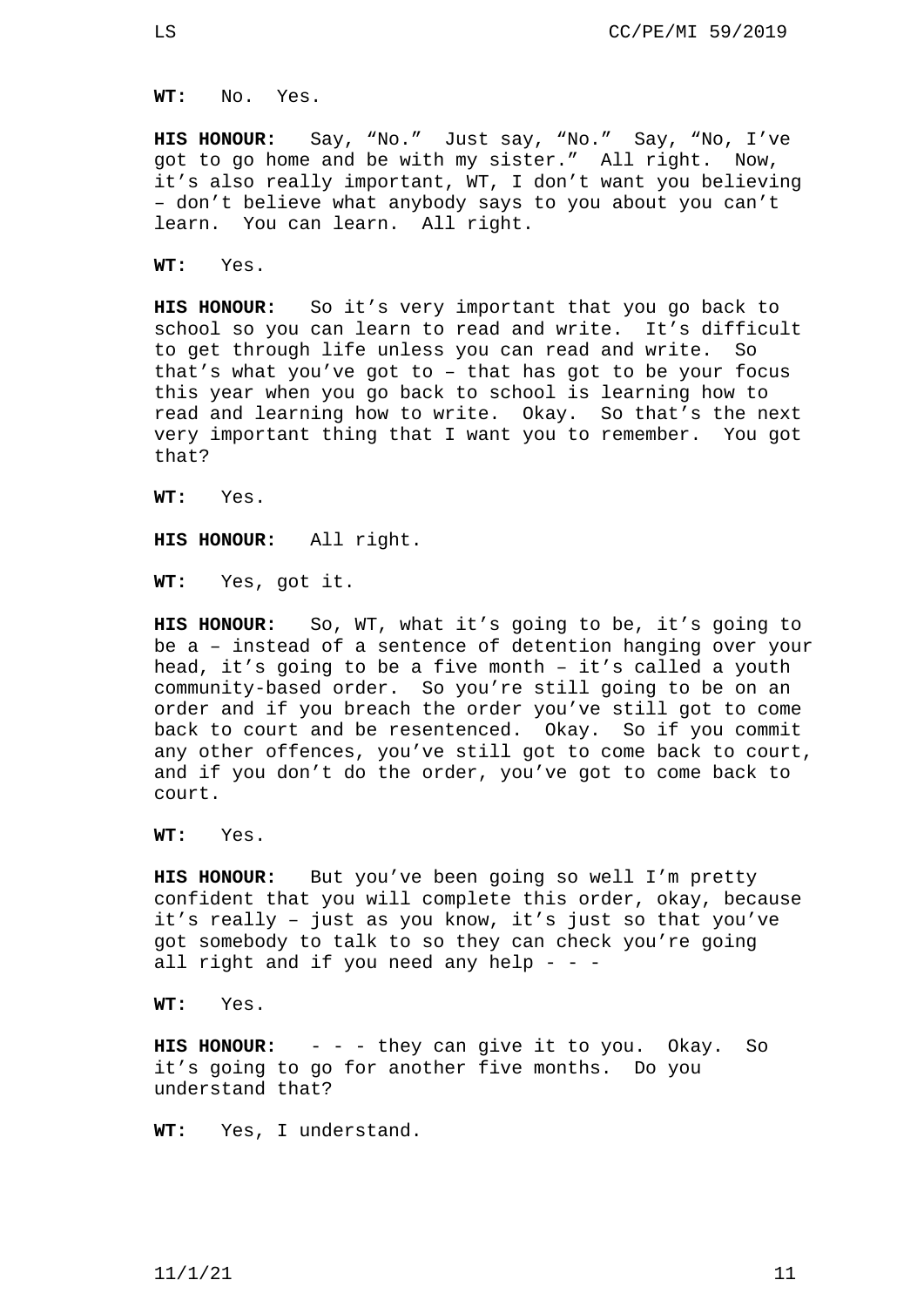**WT:** No. Yes.

**HIS HONOUR:** Say, "No." Just say, "No." Say, "No, I've got to go home and be with my sister." All right. Now, it's also really important, WT, I don't want you believing – don't believe what anybody says to you about you can't learn. You can learn. All right.

**WT:** Yes.

**HIS HONOUR:** So it's very important that you go back to school so you can learn to read and write. It's difficult to get through life unless you can read and write. So that's what you've got to – that has got to be your focus this year when you go back to school is learning how to read and learning how to write. Okay. So that's the next very important thing that I want you to remember. You got that?

**WT:** Yes.

**HIS HONOUR:** All right.

**WT:** Yes, got it.

**HIS HONOUR:** So, WT, what it's going to be, it's going to be a – instead of a sentence of detention hanging over your head, it's going to be a five month – it's called a youth community-based order. So you're still going to be on an order and if you breach the order you've still got to come back to court and be resentenced. Okay. So if you commit any other offences, you've still got to come back to court, and if you don't do the order, you've got to come back to court.

**WT:** Yes.

**HIS HONOUR:** But you've been going so well I'm pretty confident that you will complete this order, okay, because it's really – just as you know, it's just so that you've got somebody to talk to so they can check you're going all right and if you need any help - - -

**WT:** Yes.

**HIS HONOUR:** - - - they can give it to you. Okay. So it's going to go for another five months. Do you understand that?

**WT:** Yes, I understand.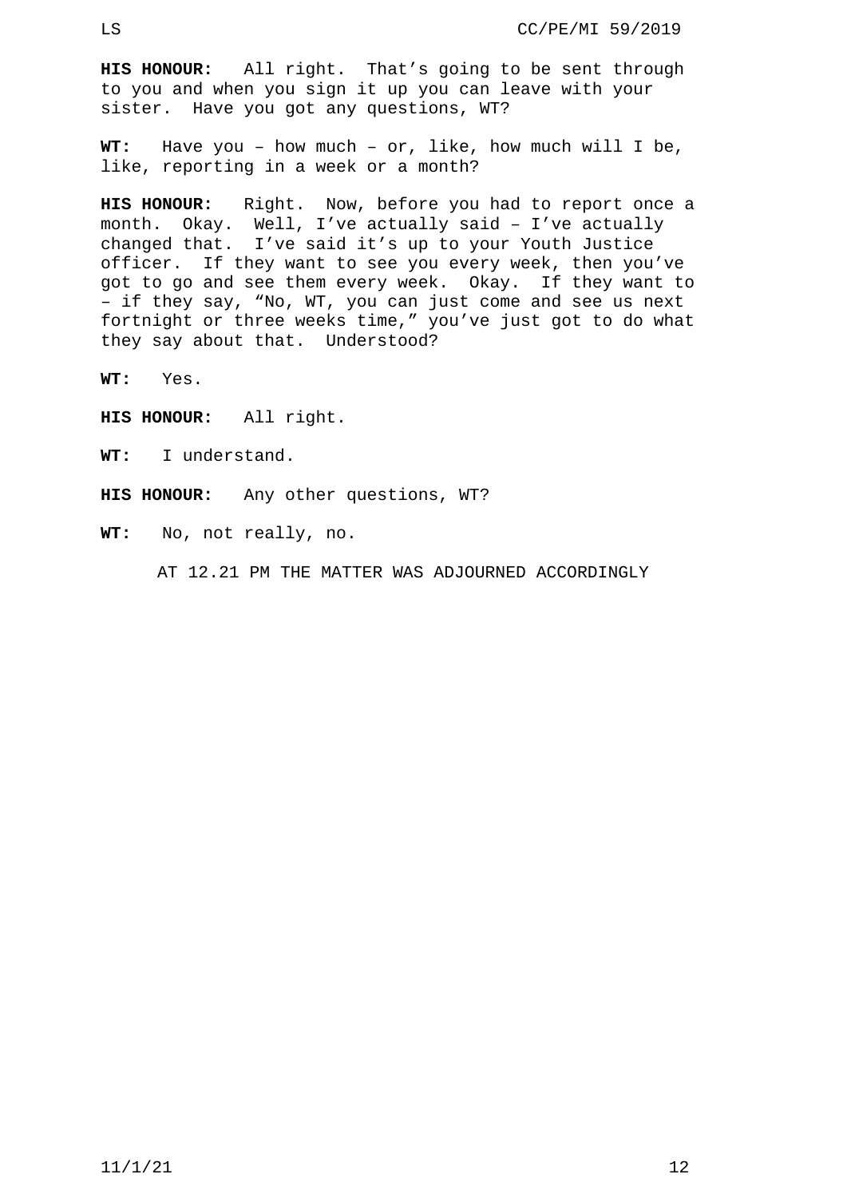**HIS HONOUR:** All right. That's going to be sent through to you and when you sign it up you can leave with your sister. Have you got any questions, WT?

**WT:** Have you – how much – or, like, how much will I be, like, reporting in a week or a month?

**HIS HONOUR:** Right. Now, before you had to report once a month. Okay. Well, I've actually said – I've actually changed that. I've said it's up to your Youth Justice officer. If they want to see you every week, then you've got to go and see them every week. Okay. If they want to – if they say, "No, WT, you can just come and see us next fortnight or three weeks time," you've just got to do what they say about that. Understood?

**WT:** Yes.

**HIS HONOUR:** All right.

**WT:** I understand.

**HIS HONOUR:** Any other questions, WT?

**WT:** No, not really, no.

AT 12.21 PM THE MATTER WAS ADJOURNED ACCORDINGLY